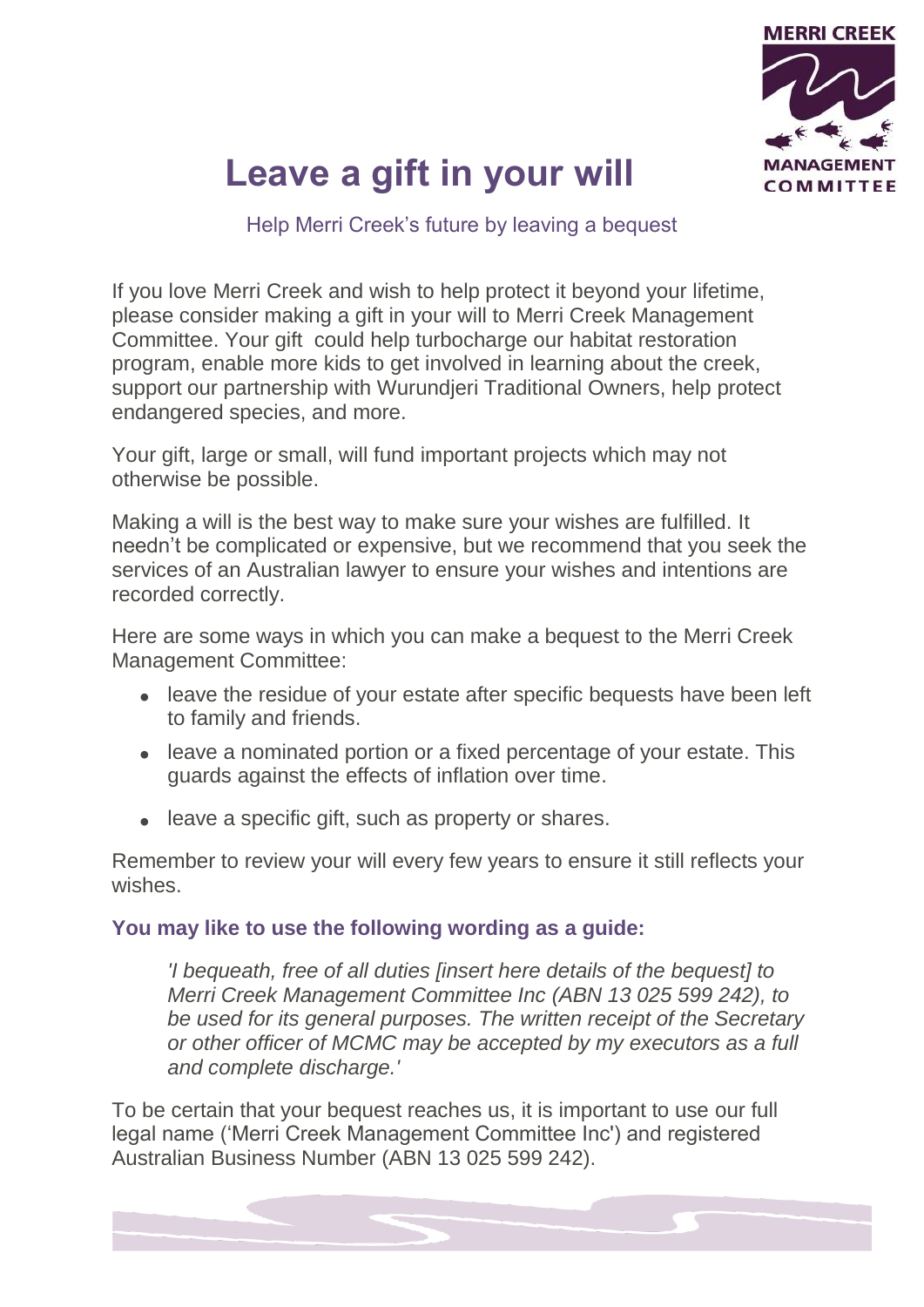# Leave a gift in your will

Help Merri Creek's future by leaving a bequest

If you love Merri Creek and wish to help protect it beyond your lifetime, please consider making a gift in your will to Merri Creek Management Committee. Your gift could help turbocharge our habitat restoration program, enable more kids to get involved in learning about the creek, support our partnership with Wurundjeri Traditional Owners, help protect endangered species, and more.

Your gift, large or small, will fund important projects which may not otherwise be possible.

Making a will is the best way to make sure your wishes are fulfilled. It needn't be complicated or expensive, but we recommend that you seek the services of an Australian lawyer to ensure your wishes and intentions are recorded correctly.

Here are some ways in which you can make a bequest to the Merri Creek Management Committee:

- leave the residue of your estate after specific bequests have been left to family and friends.
- leave a nominated portion or a fixed percentage of your estate. This guards against the effects of inflation over time.
- leave a specific gift, such as property or shares.

Remember to review your will every few years to ensure it still reflects your wishes.

**You may like to use the following wording as a guide:**

*'I bequeath, free of all duties [insert here details of the bequest] to Merri Creek Management Committee Inc (ABN 13 025 599 242), to be used for its general purposes. The written receipt of the Secretary or other officer of MCMC may be accepted by my executors as a full and complete discharge.'*

To be certain that your bequest reaches us, it is important to use our full legal name ('Merri Creek Management Committee Inc') and registered Australian Business Number (ABN 13 025 599 242).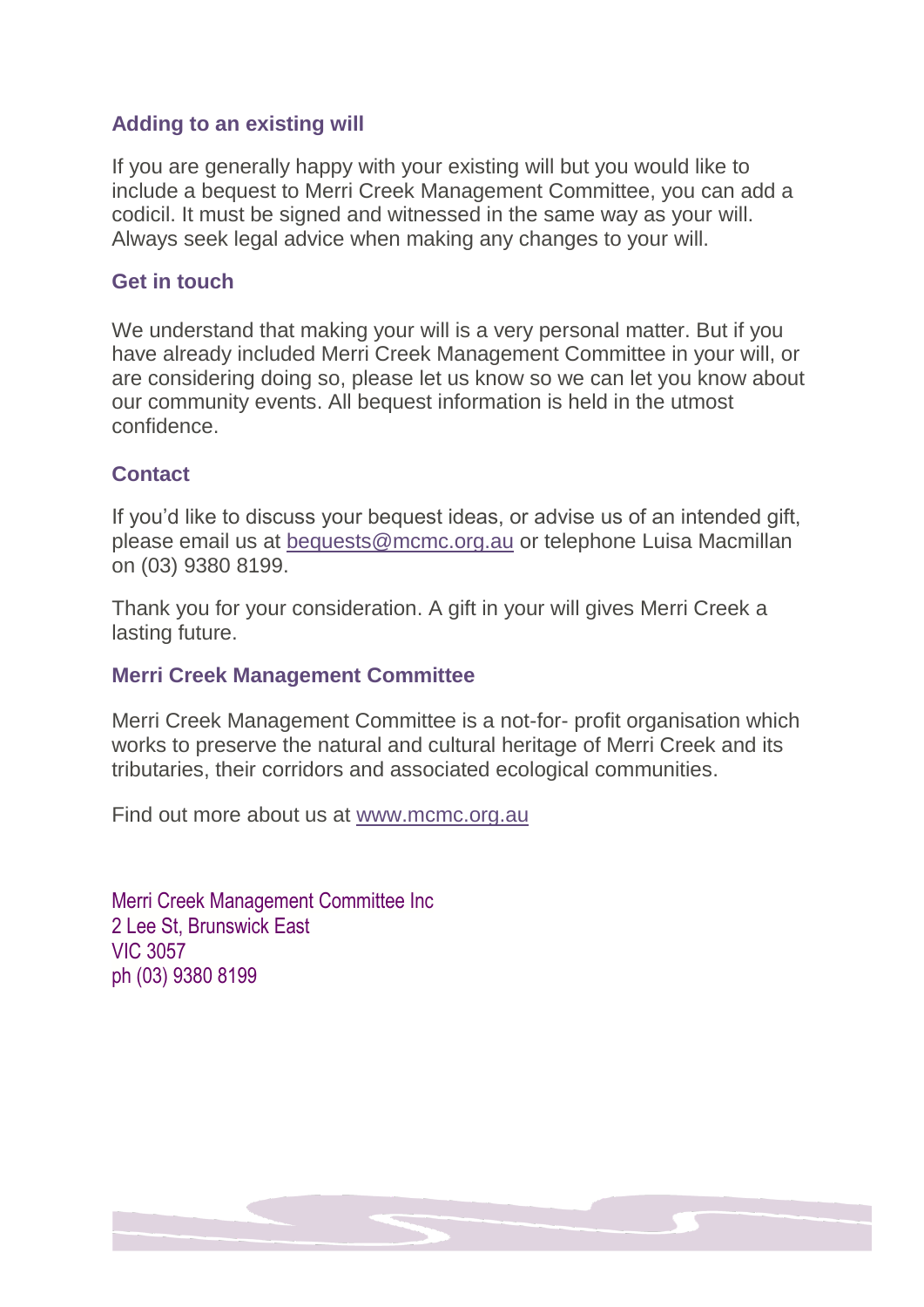### Adding to an existing will

If you are generally happy with your existing will but you would like to include a bequest to Merri Creek Management Committee, you can add a codicil. It must be signed and witnessed in the same way as your will. Always seek legal advice when making any changes to your will.

### Get in touch

We understand that making your will is a very personal matter. But if you have already included Merri Creek Management Committee in your will, or are considering doing so, please let us know so we can let you know about our community events. All bequest information is held in the utmost confidence.

### Contact

If you'd like to discuss your bequest ideas, or advise us of an intended gift, please email us at bequests@mcmc.org.au or telephone Luisa Macmillan on (03) 9380 8199.

Thank you for your consideration. A gift in your will gives Merri Creek a lasting future.

### Merri Creek Management Committee

Merri Creek Management Committee is a not-for- profit organisation which works to preserve the natural and cultural heritage of Merri Creek and its tributaries, their corridors and associated ecological communities.

Find out more about us at www.mcmc.org.au

Merri Creek Management Committee Inc
2 Lee St, Brunswick East
VIC 3057
ph (03) 9380 8199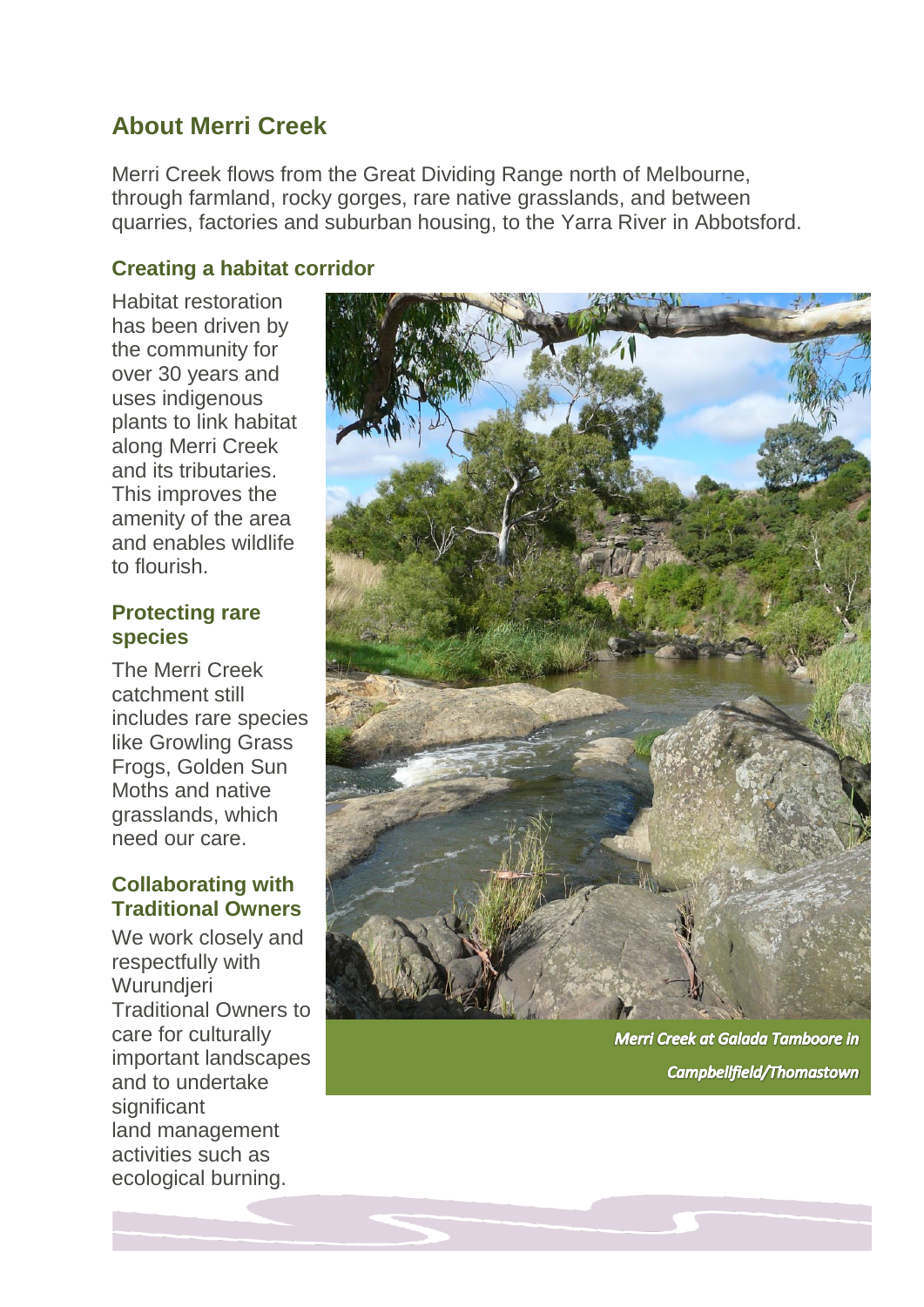## About Merri Creek

Merri Creek flows from the Great Dividing Range north of Melbourne, through farmland, rocky gorges, rare native grasslands, and between quarries, factories and suburban housing, to the Yarra River in Abbotsford.

### Creating a habitat corridor

Habitat restoration has been driven by the community for over 30 years and uses indigenous plants to link habitat along Merri Creek and its tributaries. This improves the amenity of the area and enables wildlife to flourish.

### Protecting rare species

The Merri Creek catchment still includes rare species like Growling Grass Frogs, Golden Sun Moths and native grasslands, which need our care.

### Collaborating with Traditional Owners

We work closely and respectfully with Wurundjeri Traditional Owners to care for culturally important landscapes and to undertake significant land management activities such as ecological burning.

*Merri Creek at Galada Tamboore in Campbellfield/Thomastown*